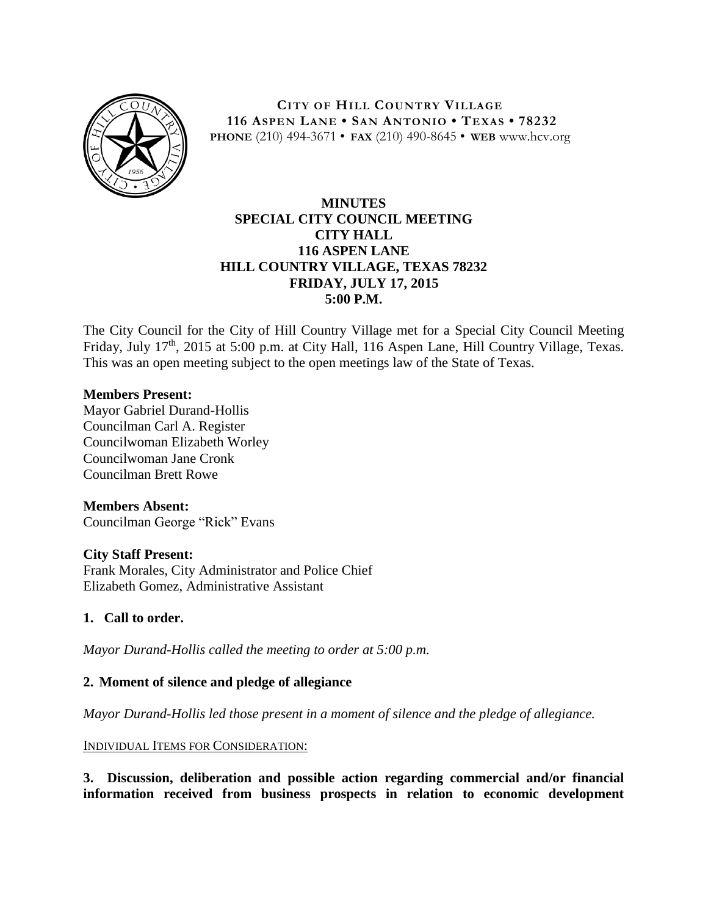**CITY OF HILL COUNTRY VILLAGE**
**116 ASPEN LANE • SAN ANTONIO • TEXAS • 78232**
**PHONE** (210) 494-3671 • **FAX** (210) 490-8645 • **WEB** www.hcv.org

# MINUTES
## SPECIAL CITY COUNCIL MEETING
## CITY HALL
## 116 ASPEN LANE
## HILL COUNTRY VILLAGE, TEXAS 78232
## FRIDAY, JULY 17, 2015
## 5:00 P.M.

The City Council for the City of Hill Country Village met for a Special City Council Meeting Friday, July 17th, 2015 at 5:00 p.m. at City Hall, 116 Aspen Lane, Hill Country Village, Texas. This was an open meeting subject to the open meetings law of the State of Texas.

**Members Present:**
Mayor Gabriel Durand-Hollis
Councilman Carl A. Register
Councilwoman Elizabeth Worley
Councilwoman Jane Cronk
Councilman Brett Rowe

**Members Absent:**
Councilman George "Rick" Evans

**City Staff Present:**
Frank Morales, City Administrator and Police Chief
Elizabeth Gomez, Administrative Assistant

**1. Call to order.**

*Mayor Durand-Hollis called the meeting to order at 5:00 p.m.*

**2. Moment of silence and pledge of allegiance**

*Mayor Durand-Hollis led those present in a moment of silence and the pledge of allegiance.*

INDIVIDUAL ITEMS FOR CONSIDERATION:

**3. Discussion, deliberation and possible action regarding commercial and/or financial information received from business prospects in relation to economic development**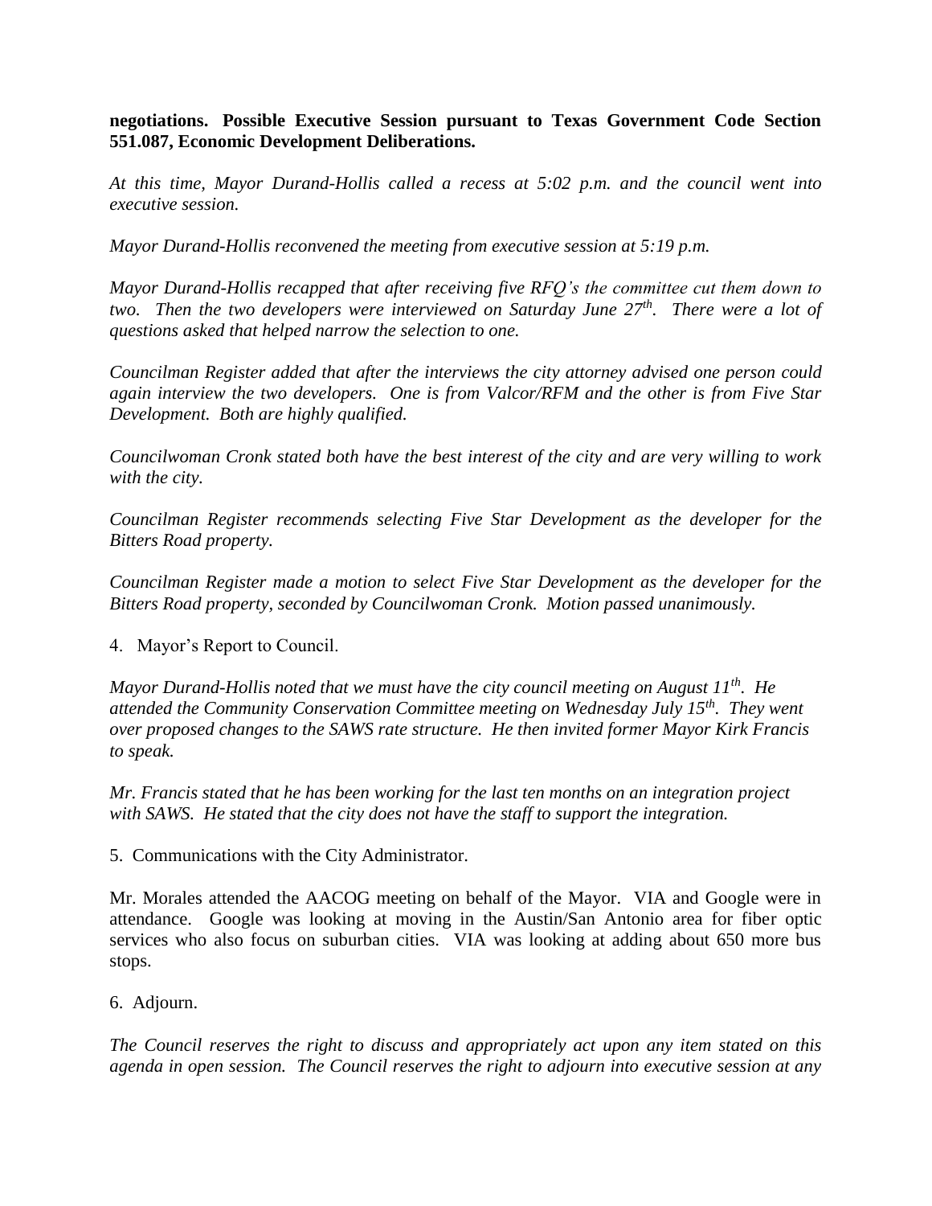**negotiations. Possible Executive Session pursuant to Texas Government Code Section 551.087, Economic Development Deliberations.**

*At this time, Mayor Durand-Hollis called a recess at 5:02 p.m. and the council went into executive session.*

*Mayor Durand-Hollis reconvened the meeting from executive session at 5:19 p.m.*

*Mayor Durand-Hollis recapped that after receiving five RFQ's the committee cut them down to two. Then the two developers were interviewed on Saturday June 27th. There were a lot of questions asked that helped narrow the selection to one.*

*Councilman Register added that after the interviews the city attorney advised one person could again interview the two developers. One is from Valcor/RFM and the other is from Five Star Development. Both are highly qualified.*

*Councilwoman Cronk stated both have the best interest of the city and are very willing to work with the city.*

*Councilman Register recommends selecting Five Star Development as the developer for the Bitters Road property.*

*Councilman Register made a motion to select Five Star Development as the developer for the Bitters Road property, seconded by Councilwoman Cronk. Motion passed unanimously.*

4. Mayor's Report to Council.

*Mayor Durand-Hollis noted that we must have the city council meeting on August 11th. He attended the Community Conservation Committee meeting on Wednesday July 15th. They went over proposed changes to the SAWS rate structure. He then invited former Mayor Kirk Francis to speak.*

*Mr. Francis stated that he has been working for the last ten months on an integration project with SAWS. He stated that the city does not have the staff to support the integration.*

5. Communications with the City Administrator.

Mr. Morales attended the AACOG meeting on behalf of the Mayor. VIA and Google were in attendance. Google was looking at moving in the Austin/San Antonio area for fiber optic services who also focus on suburban cities. VIA was looking at adding about 650 more bus stops.

6. Adjourn.

*The Council reserves the right to discuss and appropriately act upon any item stated on this agenda in open session. The Council reserves the right to adjourn into executive session at any*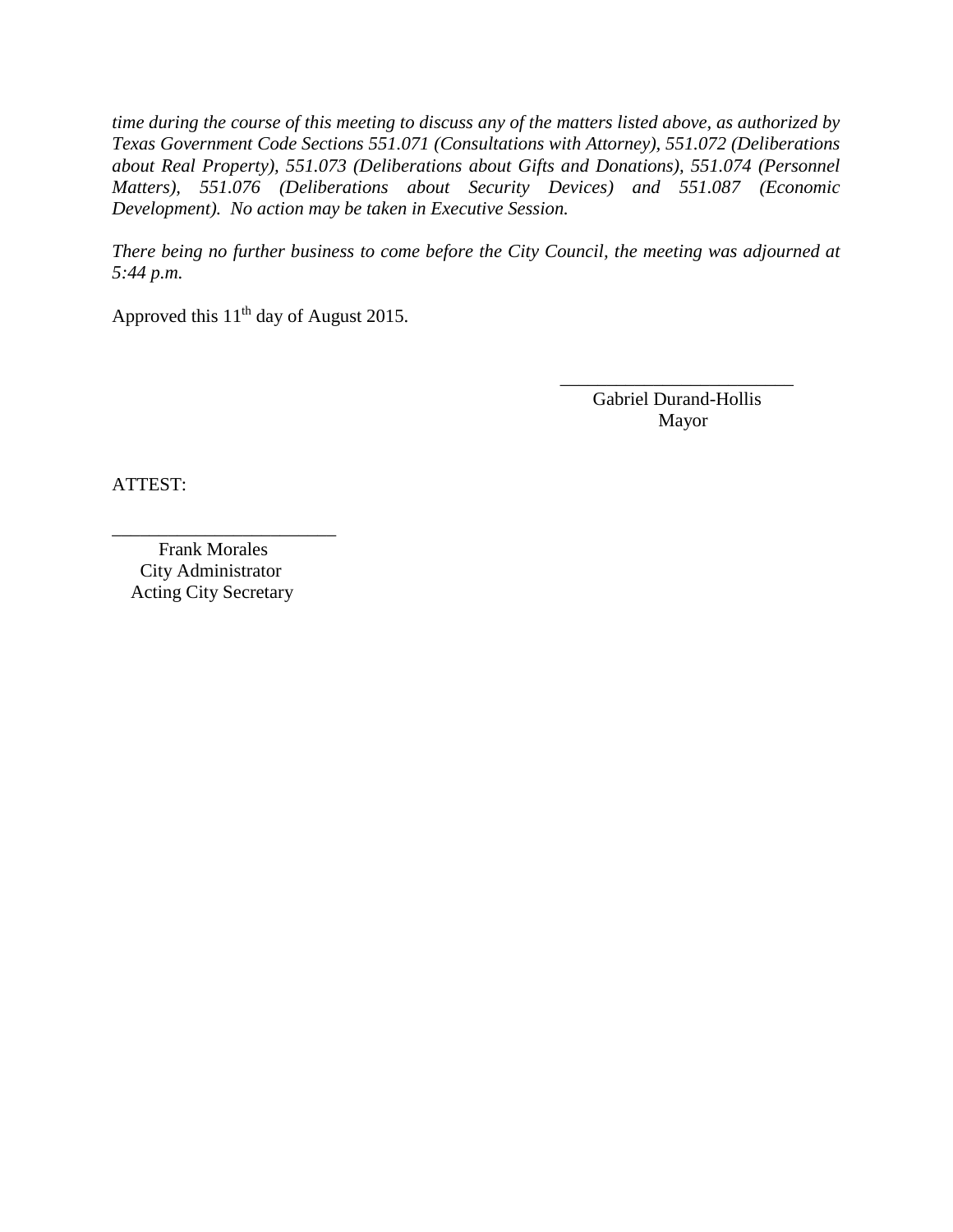*time during the course of this meeting to discuss any of the matters listed above, as authorized by Texas Government Code Sections 551.071 (Consultations with Attorney), 551.072 (Deliberations about Real Property), 551.073 (Deliberations about Gifts and Donations), 551.074 (Personnel Matters), 551.076 (Deliberations about Security Devices) and 551.087 (Economic Development). No action may be taken in Executive Session.*

*There being no further business to come before the City Council, the meeting was adjourned at 5:44 p.m.*

Approved this 11th day of August 2015.

\_\_\_\_\_\_\_\_\_\_\_\_\_\_\_\_\_\_\_\_\_\_\_\_\_

Gabriel Durand-Hollis
Mayor

ATTEST:

\_\_\_\_\_\_\_\_\_\_\_\_\_\_\_\_\_\_\_\_\_\_\_\_\_

Frank Morales
City Administrator
Acting City Secretary